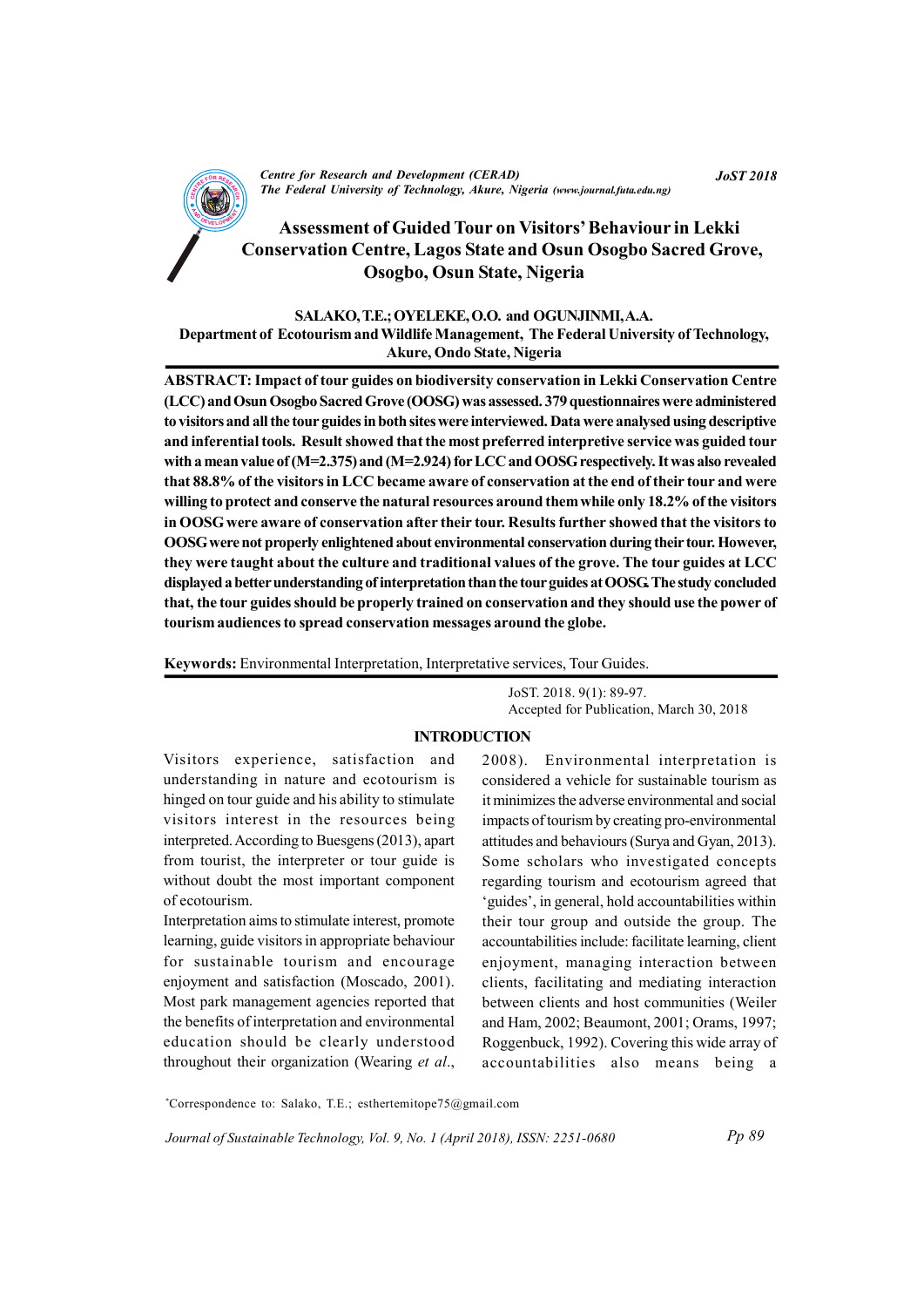# Assessment of Guided Tour on Visitors' Behaviour in Lekki Conservation Centre, Lagos State and Osun Osogbo Sacred Grove, Osogbo, Osun State, Nigeria

**SALAKO, T.E.; OYELEKE, O.O. and OGUNJINMI, A.A.**

**Department of Ecotourism and Wildlife Management, The Federal University of Technology, Akure, Ondo State, Nigeria**

**ABSTRACT: Impact of tour guides on biodiversity conservation in Lekki Conservation Centre (LCC) and Osun Osogbo Sacred Grove (OOSG) was assessed. 379 questionnaires were administered to visitors and all the tour guides in both sites were interviewed. Data were analysed using descriptive and inferential tools. Result showed that the most preferred interpretive service was guided tour with a mean value of (M=2.375) and (M=2.924) for LCC and OOSG respectively. It was also revealed that 88.8% of the visitors in LCC became aware of conservation at the end of their tour and were willing to protect and conserve the natural resources around them while only 18.2% of the visitors in OOSG were aware of conservation after their tour. Results further showed that the visitors to OOSG were not properly enlightened about environmental conservation during their tour. However, they were taught about the culture and traditional values of the grove. The tour guides at LCC displayed a better understanding of interpretation than the tour guides at OOSG. The study concluded that, the tour guides should be properly trained on conservation and they should use the power of tourism audiences to spread conservation messages around the globe.**

**Keywords:** Environmental Interpretation, Interpretative services, Tour Guides.

JoST. 2018. 9(1): 89-97.
Accepted for Publication, March 30, 2018

## INTRODUCTION

Visitors experience, satisfaction and understanding in nature and ecotourism is hinged on tour guide and his ability to stimulate visitors interest in the resources being interpreted. According to Buesgens (2013), apart from tourist, the interpreter or tour guide is without doubt the most important component of ecotourism.

Interpretation aims to stimulate interest, promote learning, guide visitors in appropriate behaviour for sustainable tourism and encourage enjoyment and satisfaction (Moscado, 2001). Most park management agencies reported that the benefits of interpretation and environmental education should be clearly understood throughout their organization (Wearing *et al*., 2008). Environmental interpretation is considered a vehicle for sustainable tourism as it minimizes the adverse environmental and social impacts of tourism by creating pro-environmental attitudes and behaviours (Surya and Gyan, 2013). Some scholars who investigated concepts regarding tourism and ecotourism agreed that 'guides', in general, hold accountabilities within their tour group and outside the group. The accountabilities include: facilitate learning, client enjoyment, managing interaction between clients, facilitating and mediating interaction between clients and host communities (Weiler and Ham, 2002; Beaumont, 2001; Orams, 1997; Roggenbuck, 1992). Covering this wide array of accountabilities also means being a

*Correspondence to: Salako, T.E.; esthertemitope75@gmail.com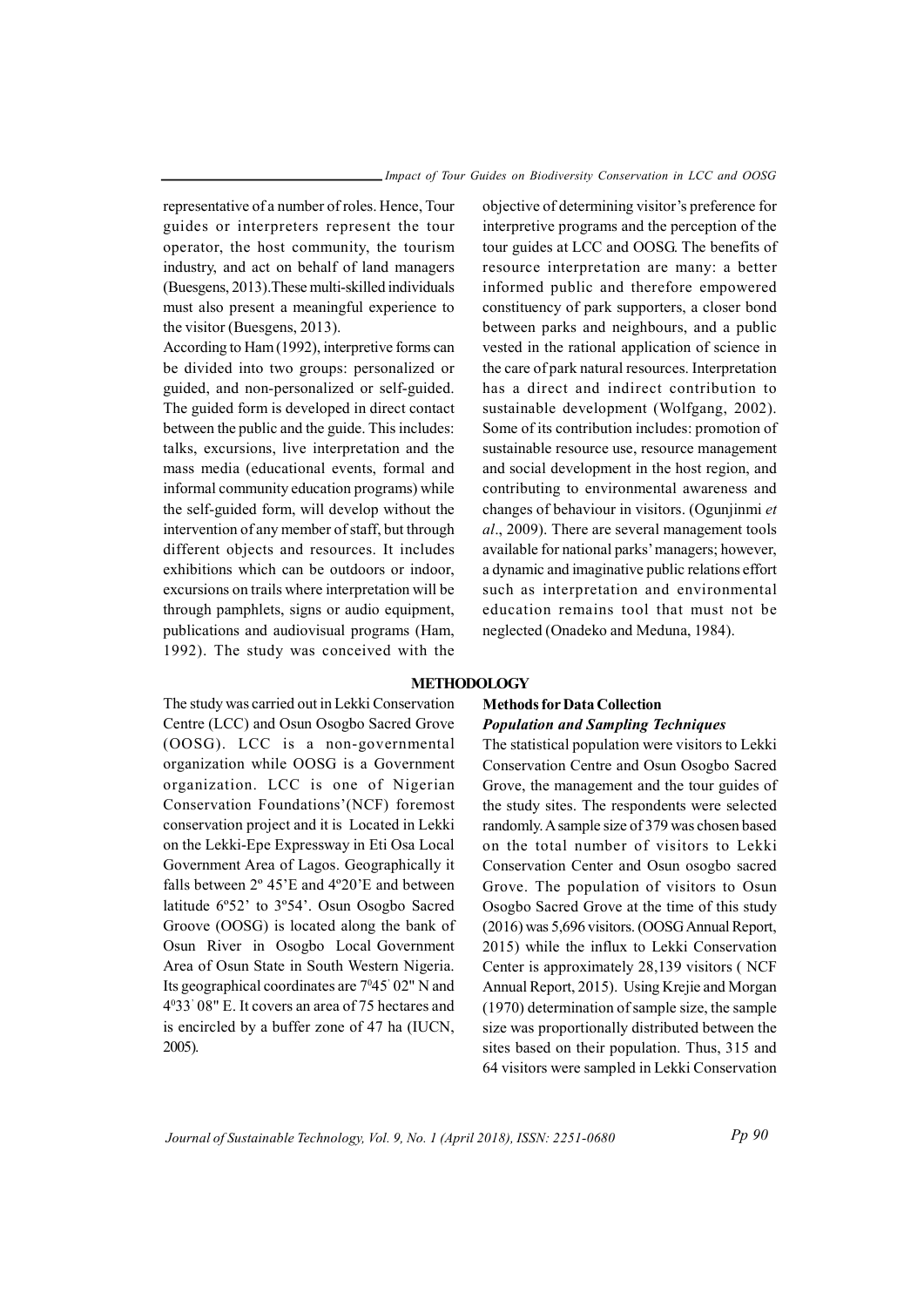representative of a number of roles. Hence, Tour guides or interpreters represent the tour operator, the host community, the tourism industry, and act on behalf of land managers (Buesgens, 2013).These multi-skilled individuals must also present a meaningful experience to the visitor (Buesgens, 2013).

According to Ham (1992), interpretive forms can be divided into two groups: personalized or guided, and non-personalized or self-guided. The guided form is developed in direct contact between the public and the guide. This includes: talks, excursions, live interpretation and the mass media (educational events, formal and informal community education programs) while the self-guided form, will develop without the intervention of any member of staff, but through different objects and resources. It includes exhibitions which can be outdoors or indoor, excursions on trails where interpretation will be through pamphlets, signs or audio equipment, publications and audiovisual programs (Ham, 1992). The study was conceived with the objective of determining visitor's preference for interpretive programs and the perception of the tour guides at LCC and OOSG. The benefits of resource interpretation are many: a better informed public and therefore empowered constituency of park supporters, a closer bond between parks and neighbours, and a public vested in the rational application of science in the care of park natural resources. Interpretation has a direct and indirect contribution to sustainable development (Wolfgang, 2002). Some of its contribution includes: promotion of sustainable resource use, resource management and social development in the host region, and contributing to environmental awareness and changes of behaviour in visitors. (Ogunjinmi *et al*., 2009). There are several management tools available for national parks' managers; however, a dynamic and imaginative public relations effort such as interpretation and environmental education remains tool that must not be neglected (Onadeko and Meduna, 1984).

## METHODOLOGY

The study was carried out in Lekki Conservation Centre (LCC) and Osun Osogbo Sacred Grove (OOSG). LCC is a non-governmental organization while OOSG is a Government organization. LCC is one of Nigerian Conservation Foundations'(NCF) foremost conservation project and it is Located in Lekki on the Lekki-Epe Expressway in Eti Osa Local Government Area of Lagos. Geographically it falls between 2º 45'E and 4º20'E and between latitude 6º52' to 3º54'. Osun Osogbo Sacred Groove (OOSG) is located along the bank of Osun River in Osogbo Local Government Area of Osun State in South Western Nigeria. Its geographical coordinates are $7^0$45' 02" N and $4^0$33' 08" E. It covers an area of 75 hectares and is encircled by a buffer zone of 47 ha (IUCN, 2005).

### Methods for Data Collection

#### *Population and Sampling Techniques*

The statistical population were visitors to Lekki Conservation Centre and Osun Osogbo Sacred Grove, the management and the tour guides of the study sites. The respondents were selected randomly. A sample size of 379 was chosen based on the total number of visitors to Lekki Conservation Center and Osun osogbo sacred Grove. The population of visitors to Osun Osogbo Sacred Grove at the time of this study (2016) was 5,696 visitors. (OOSG Annual Report, 2015) while the influx to Lekki Conservation Center is approximately 28,139 visitors ( NCF Annual Report, 2015). Using Krejie and Morgan (1970) determination of sample size, the sample size was proportionally distributed between the sites based on their population. Thus, 315 and 64 visitors were sampled in Lekki Conservation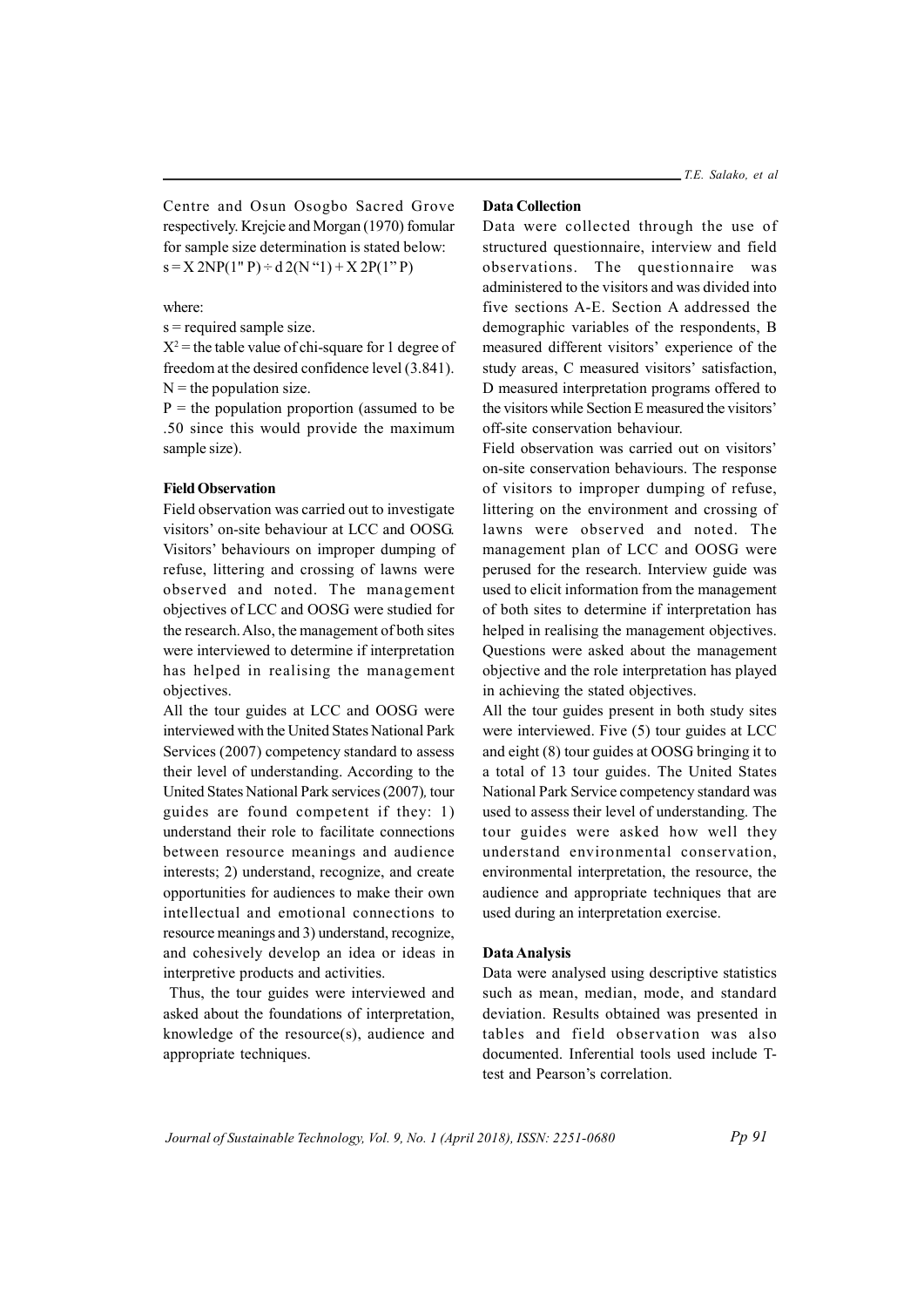Centre and Osun Osogbo Sacred Grove respectively. Krejcie and Morgan (1970) fomular for sample size determination is stated below:

s = X 2NP(1" P) ÷ d 2(N "1) + X 2P(1" P)

where:

s = required sample size.

$X^2$ = the table value of chi-square for 1 degree of freedom at the desired confidence level (3.841).

N = the population size.

P = the population proportion (assumed to be .50 since this would provide the maximum sample size).

### Field Observation

Field observation was carried out to investigate visitors' on-site behaviour at LCC and OOSG. Visitors' behaviours on improper dumping of refuse, littering and crossing of lawns were observed and noted. The management objectives of LCC and OOSG were studied for the research. Also, the management of both sites were interviewed to determine if interpretation has helped in realising the management objectives.

All the tour guides at LCC and OOSG were interviewed with the United States National Park Services (2007) competency standard to assess their level of understanding. According to the United States National Park services (2007), tour guides are found competent if they: 1) understand their role to facilitate connections between resource meanings and audience interests; 2) understand, recognize, and create opportunities for audiences to make their own intellectual and emotional connections to resource meanings and 3) understand, recognize, and cohesively develop an idea or ideas in interpretive products and activities.

Thus, the tour guides were interviewed and asked about the foundations of interpretation, knowledge of the resource(s), audience and appropriate techniques.

### Data Collection

Data were collected through the use of structured questionnaire, interview and field observations. The questionnaire was administered to the visitors and was divided into five sections A-E. Section A addressed the demographic variables of the respondents, B measured different visitors' experience of the study areas, C measured visitors' satisfaction, D measured interpretation programs offered to the visitors while Section E measured the visitors' off-site conservation behaviour.

Field observation was carried out on visitors' on-site conservation behaviours. The response of visitors to improper dumping of refuse, littering on the environment and crossing of lawns were observed and noted. The management plan of LCC and OOSG were perused for the research. Interview guide was used to elicit information from the management of both sites to determine if interpretation has helped in realising the management objectives. Questions were asked about the management objective and the role interpretation has played in achieving the stated objectives.

All the tour guides present in both study sites were interviewed. Five (5) tour guides at LCC and eight (8) tour guides at OOSG bringing it to a total of 13 tour guides. The United States National Park Service competency standard was used to assess their level of understanding. The tour guides were asked how well they understand environmental conservation, environmental interpretation, the resource, the audience and appropriate techniques that are used during an interpretation exercise.

### Data Analysis

Data were analysed using descriptive statistics such as mean, median, mode, and standard deviation. Results obtained was presented in tables and field observation was also documented. Inferential tools used include T-test and Pearson's correlation.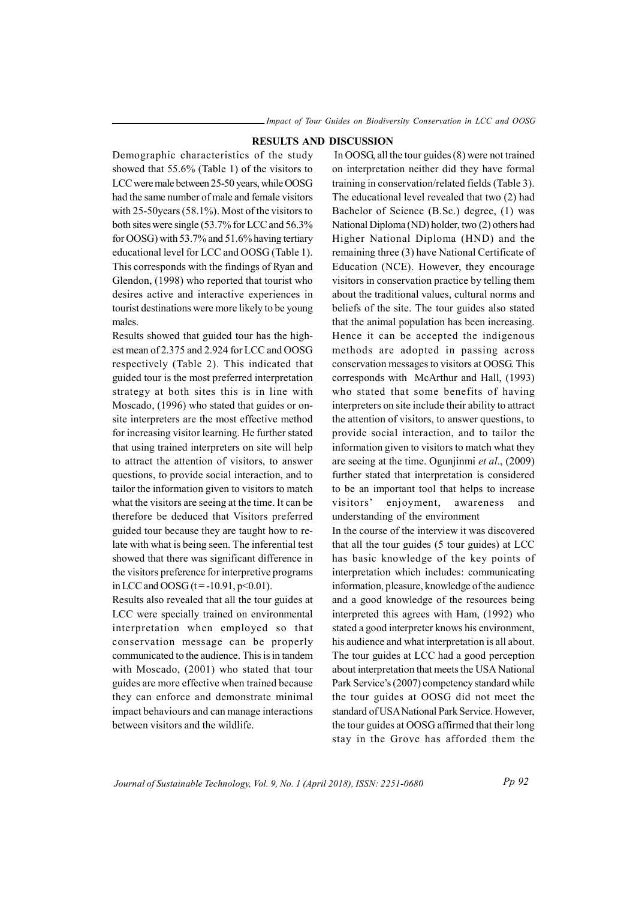## RESULTS AND DISCUSSION

Demographic characteristics of the study showed that 55.6% (Table 1) of the visitors to LCC were male between 25-50 years, while OOSG had the same number of male and female visitors with 25-50years (58.1%). Most of the visitors to both sites were single (53.7% for LCC and 56.3% for OOSG) with 53.7% and 51.6% having tertiary educational level for LCC and OOSG (Table 1). This corresponds with the findings of Ryan and Glendon, (1998) who reported that tourist who desires active and interactive experiences in tourist destinations were more likely to be young males.

Results showed that guided tour has the highest mean of 2.375 and 2.924 for LCC and OOSG respectively (Table 2). This indicated that guided tour is the most preferred interpretation strategy at both sites this is in line with Moscado, (1996) who stated that guides or on-site interpreters are the most effective method for increasing visitor learning. He further stated that using trained interpreters on site will help to attract the attention of visitors, to answer questions, to provide social interaction, and to tailor the information given to visitors to match what the visitors are seeing at the time. It can be therefore be deduced that Visitors preferred guided tour because they are taught how to relate with what is being seen. The inferential test showed that there was significant difference in the visitors preference for interpretive programs in LCC and OOSG ($t = -10.91, p<0.01$).

Results also revealed that all the tour guides at LCC were specially trained on environmental interpretation when employed so that conservation message can be properly communicated to the audience. This is in tandem with Moscado, (2001) who stated that tour guides are more effective when trained because they can enforce and demonstrate minimal impact behaviours and can manage interactions between visitors and the wildlife.

In OOSG, all the tour guides (8) were not trained on interpretation neither did they have formal training in conservation/related fields (Table 3). The educational level revealed that two (2) had Bachelor of Science (B.Sc.) degree, (1) was National Diploma (ND) holder, two (2) others had Higher National Diploma (HND) and the remaining three (3) have National Certificate of Education (NCE). However, they encourage visitors in conservation practice by telling them about the traditional values, cultural norms and beliefs of the site. The tour guides also stated that the animal population has been increasing. Hence it can be accepted the indigenous methods are adopted in passing across conservation messages to visitors at OOSG. This corresponds with McArthur and Hall, (1993) who stated that some benefits of having interpreters on site include their ability to attract the attention of visitors, to answer questions, to provide social interaction, and to tailor the information given to visitors to match what they are seeing at the time. Ogunjinmi *et al*., (2009) further stated that interpretation is considered to be an important tool that helps to increase visitors' enjoyment, awareness and understanding of the environment

In the course of the interview it was discovered that all the tour guides (5 tour guides) at LCC has basic knowledge of the key points of interpretation which includes: communicating information, pleasure, knowledge of the audience and a good knowledge of the resources being interpreted this agrees with Ham, (1992) who stated a good interpreter knows his environment, his audience and what interpretation is all about. The tour guides at LCC had a good perception about interpretation that meets the USA National Park Service's (2007) competency standard while the tour guides at OOSG did not meet the standard of USA National Park Service. However, the tour guides at OOSG affirmed that their long stay in the Grove has afforded them the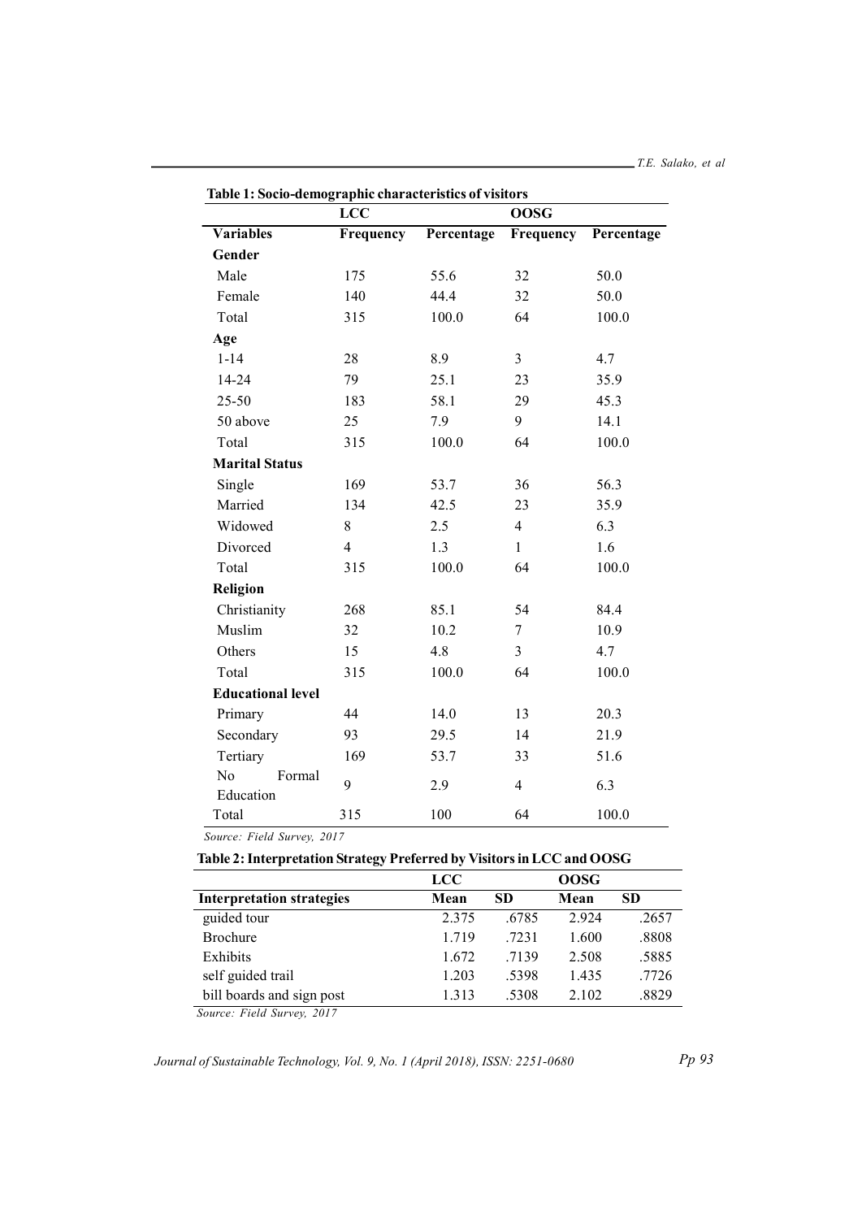**Table 1: Socio-demographic characteristics of visitors**

| | LCC | | OOSG | |
|---|---|---|---|---|
| **Variables** | **Frequency** | **Percentage** | **Frequency** | **Percentage** |
| **Gender** | | | | |
| Male | 175 | 55.6 | 32 | 50.0 |
| Female | 140 | 44.4 | 32 | 50.0 |
| Total | 315 | 100.0 | 64 | 100.0 |
| **Age** | | | | |
| 1-14 | 28 | 8.9 | 3 | 4.7 |
| 14-24 | 79 | 25.1 | 23 | 35.9 |
| 25-50 | 183 | 58.1 | 29 | 45.3 |
| 50 above | 25 | 7.9 | 9 | 14.1 |
| Total | 315 | 100.0 | 64 | 100.0 |
| **Marital Status** | | | | |
| Single | 169 | 53.7 | 36 | 56.3 |
| Married | 134 | 42.5 | 23 | 35.9 |
| Widowed | 8 | 2.5 | 4 | 6.3 |
| Divorced | 4 | 1.3 | 1 | 1.6 |
| Total | 315 | 100.0 | 64 | 100.0 |
| **Religion** | | | | |
| Christianity | 268 | 85.1 | 54 | 84.4 |
| Muslim | 32 | 10.2 | 7 | 10.9 |
| Others | 15 | 4.8 | 3 | 4.7 |
| Total | 315 | 100.0 | 64 | 100.0 |
| **Educational level** | | | | |
| Primary | 44 | 14.0 | 13 | 20.3 |
| Secondary | 93 | 29.5 | 14 | 21.9 |
| Tertiary | 169 | 53.7 | 33 | 51.6 |
| No Formal Education | 9 | 2.9 | 4 | 6.3 |
| Total | 315 | 100 | 64 | 100.0 |

*Source: Field Survey, 2017*

**Table 2: Interpretation Strategy Preferred by Visitors in LCC and OOSG**

| | LCC | | OOSG | |
|---|---|---|---|---|
| **Interpretation strategies** | **Mean** | **SD** | **Mean** | **SD** |
| guided tour | 2.375 | .6785 | 2.924 | .2657 |
| Brochure | 1.719 | .7231 | 1.600 | .8808 |
| Exhibits | 1.672 | .7139 | 2.508 | .5885 |
| self guided trail | 1.203 | .5398 | 1.435 | .7726 |
| bill boards and sign post | 1.313 | .5308 | 2.102 | .8829 |

*Source: Field Survey, 2017*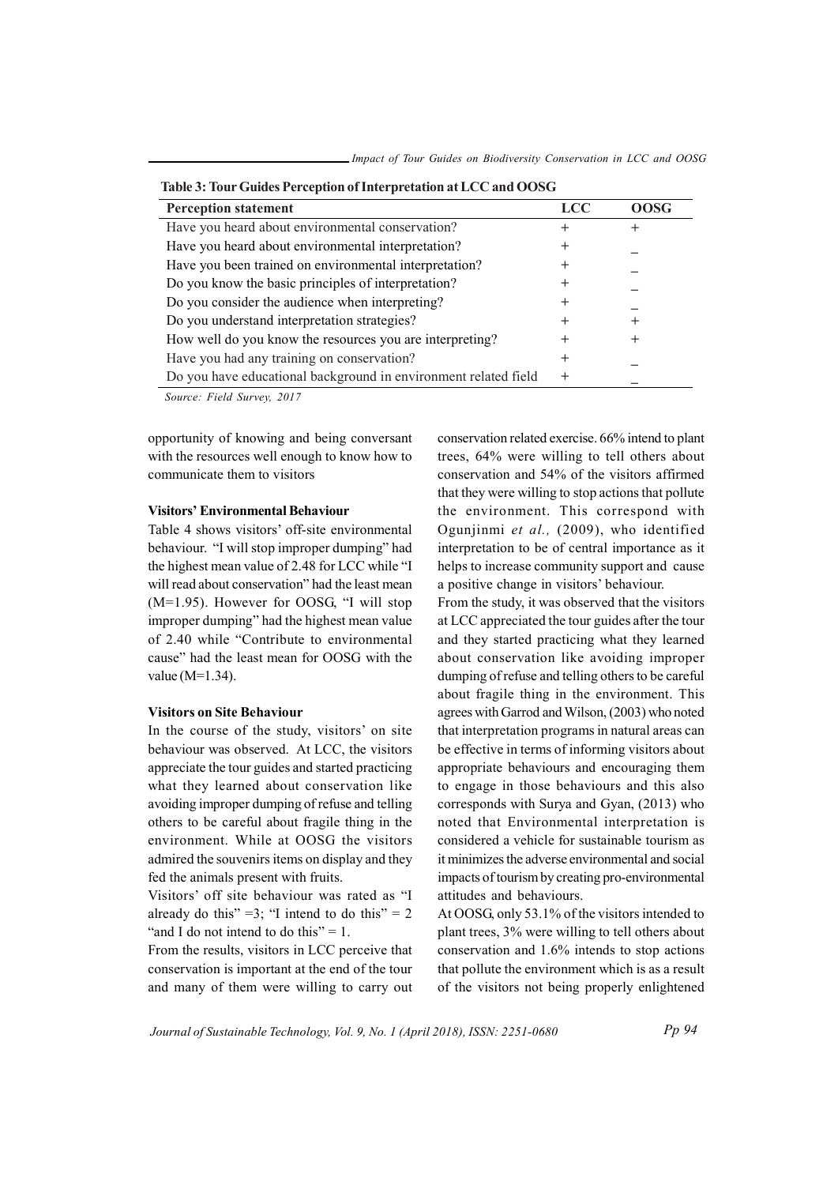**Table 3: Tour Guides Perception of Interpretation at LCC and OOSG**

| Perception statement | LCC | OOSG |
|---|---|---|
| Have you heard about environmental conservation? | + | + |
| Have you heard about environmental interpretation? | + | _ |
| Have you been trained on environmental interpretation? | + | _ |
| Do you know the basic principles of interpretation? | + | _ |
| Do you consider the audience when interpreting? | + | _ |
| Do you understand interpretation strategies? | + | + |
| How well do you know the resources you are interpreting? | + | + |
| Have you had any training on conservation? | + | _ |
| Do you have educational background in environment related field | + | _ |

*Source: Field Survey, 2017*

opportunity of knowing and being conversant with the resources well enough to know how to communicate them to visitors

**Visitors' Environmental Behaviour**

Table 4 shows visitors' off-site environmental behaviour. "I will stop improper dumping" had the highest mean value of 2.48 for LCC while "I will read about conservation" had the least mean (M=1.95). However for OOSG, "I will stop improper dumping" had the highest mean value of 2.40 while "Contribute to environmental cause" had the least mean for OOSG with the value (M=1.34).

**Visitors on Site Behaviour**

In the course of the study, visitors' on site behaviour was observed. At LCC, the visitors appreciate the tour guides and started practicing what they learned about conservation like avoiding improper dumping of refuse and telling others to be careful about fragile thing in the environment. While at OOSG the visitors admired the souvenirs items on display and they fed the animals present with fruits.

Visitors' off site behaviour was rated as "I already do this" =3; "I intend to do this" = 2 "and I do not intend to do this" = 1.

From the results, visitors in LCC perceive that conservation is important at the end of the tour and many of them were willing to carry out conservation related exercise. 66% intend to plant trees, 64% were willing to tell others about conservation and 54% of the visitors affirmed that they were willing to stop actions that pollute the environment. This correspond with Ogunjinmi *et al.,* (2009), who identified interpretation to be of central importance as it helps to increase community support and cause a positive change in visitors' behaviour.

From the study, it was observed that the visitors at LCC appreciated the tour guides after the tour and they started practicing what they learned about conservation like avoiding improper dumping of refuse and telling others to be careful about fragile thing in the environment. This agrees with Garrod and Wilson, (2003) who noted that interpretation programs in natural areas can be effective in terms of informing visitors about appropriate behaviours and encouraging them to engage in those behaviours and this also corresponds with Surya and Gyan, (2013) who noted that Environmental interpretation is considered a vehicle for sustainable tourism as it minimizes the adverse environmental and social impacts of tourism by creating pro-environmental attitudes and behaviours.

At OOSG, only 53.1% of the visitors intended to plant trees, 3% were willing to tell others about conservation and 1.6% intends to stop actions that pollute the environment which is as a result of the visitors not being properly enlightened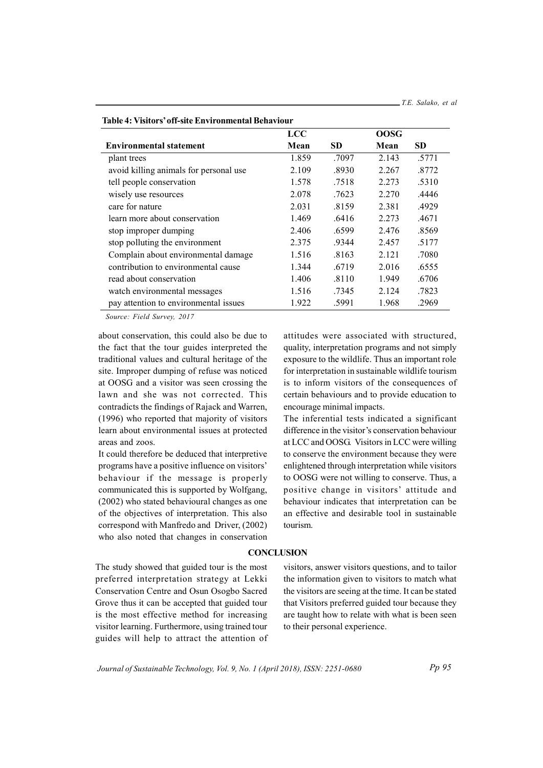**Table 4: Visitors' off-site Environmental Behaviour**

| | LCC | | OOSG | |
|---|---|---|---|---|
| **Environmental statement** | **Mean** | **SD** | **Mean** | **SD** |
| plant trees | 1.859 | .7097 | 2.143 | .5771 |
| avoid killing animals for personal use | 2.109 | .8930 | 2.267 | .8772 |
| tell people conservation | 1.578 | .7518 | 2.273 | .5310 |
| wisely use resources | 2.078 | .7623 | 2.270 | .4446 |
| care for nature | 2.031 | .8159 | 2.381 | .4929 |
| learn more about conservation | 1.469 | .6416 | 2.273 | .4671 |
| stop improper dumping | 2.406 | .6599 | 2.476 | .8569 |
| stop polluting the environment | 2.375 | .9344 | 2.457 | .5177 |
| Complain about environmental damage | 1.516 | .8163 | 2.121 | .7080 |
| contribution to environmental cause | 1.344 | .6719 | 2.016 | .6555 |
| read about conservation | 1.406 | .8110 | 1.949 | .6706 |
| watch environmental messages | 1.516 | .7345 | 2.124 | .7823 |
| pay attention to environmental issues | 1.922 | .5991 | 1.968 | .2969 |

*Source: Field Survey, 2017*

about conservation, this could also be due to the fact that the tour guides interpreted the traditional values and cultural heritage of the site. Improper dumping of refuse was noticed at OOSG and a visitor was seen crossing the lawn and she was not corrected. This contradicts the findings of Rajack and Warren, (1996) who reported that majority of visitors learn about environmental issues at protected areas and zoos.

It could therefore be deduced that interpretive programs have a positive influence on visitors' behaviour if the message is properly communicated this is supported by Wolfgang, (2002) who stated behavioural changes as one of the objectives of interpretation. This also correspond with Manfredo and Driver, (2002) who also noted that changes in conservation attitudes were associated with structured, quality, interpretation programs and not simply exposure to the wildlife. Thus an important role for interpretation in sustainable wildlife tourism is to inform visitors of the consequences of certain behaviours and to provide education to encourage minimal impacts.

The inferential tests indicated a significant difference in the visitor's conservation behaviour at LCC and OOSG. Visitors in LCC were willing to conserve the environment because they were enlightened through interpretation while visitors to OOSG were not willing to conserve. Thus, a positive change in visitors' attitude and behaviour indicates that interpretation can be an effective and desirable tool in sustainable tourism.

## CONCLUSION

The study showed that guided tour is the most preferred interpretation strategy at Lekki Conservation Centre and Osun Osogbo Sacred Grove thus it can be accepted that guided tour is the most effective method for increasing visitor learning. Furthermore, using trained tour guides will help to attract the attention of visitors, answer visitors questions, and to tailor the information given to visitors to match what the visitors are seeing at the time. It can be stated that Visitors preferred guided tour because they are taught how to relate with what is been seen to their personal experience.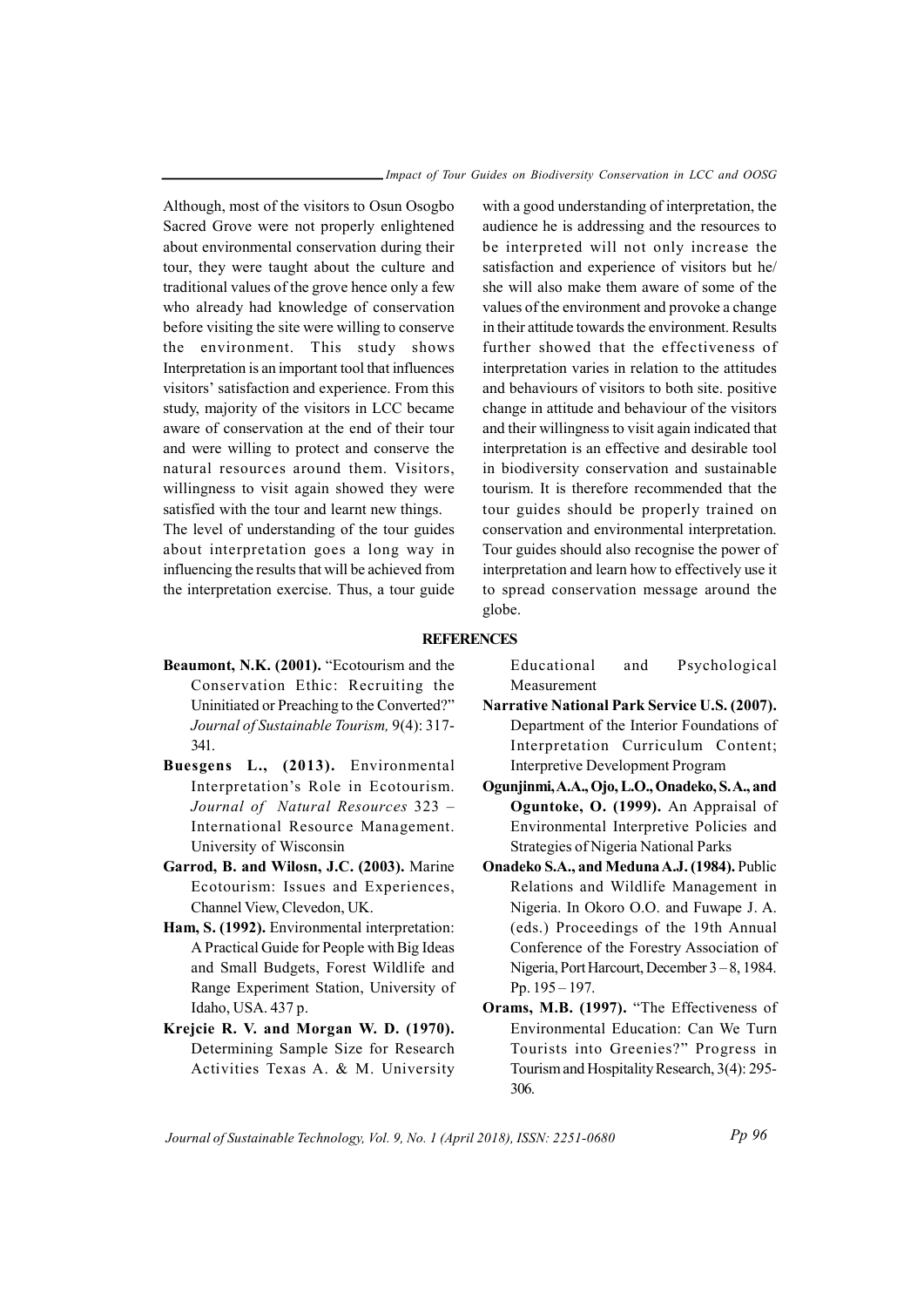Although, most of the visitors to Osun Osogbo Sacred Grove were not properly enlightened about environmental conservation during their tour, they were taught about the culture and traditional values of the grove hence only a few who already had knowledge of conservation before visiting the site were willing to conserve the environment. This study shows Interpretation is an important tool that influences visitors' satisfaction and experience. From this study, majority of the visitors in LCC became aware of conservation at the end of their tour and were willing to protect and conserve the natural resources around them. Visitors, willingness to visit again showed they were satisfied with the tour and learnt new things.

The level of understanding of the tour guides about interpretation goes a long way in influencing the results that will be achieved from the interpretation exercise. Thus, a tour guide with a good understanding of interpretation, the audience he is addressing and the resources to be interpreted will not only increase the satisfaction and experience of visitors but he/she will also make them aware of some of the values of the environment and provoke a change in their attitude towards the environment. Results further showed that the effectiveness of interpretation varies in relation to the attitudes and behaviours of visitors to both site. positive change in attitude and behaviour of the visitors and their willingness to visit again indicated that interpretation is an effective and desirable tool in biodiversity conservation and sustainable tourism. It is therefore recommended that the tour guides should be properly trained on conservation and environmental interpretation. Tour guides should also recognise the power of interpretation and learn how to effectively use it to spread conservation message around the globe.

## REFERENCES

**Beaumont, N.K. (2001).** "Ecotourism and the Conservation Ethic: Recruiting the Uninitiated or Preaching to the Converted?" *Journal of Sustainable Tourism,* 9(4): 317-341.

**Buesgens L., (2013).** Environmental Interpretation's Role in Ecotourism. *Journal of Natural Resources* 323 – International Resource Management. University of Wisconsin

**Garrod, B. and Wilosn, J.C. (2003).** Marine Ecotourism: Issues and Experiences, Channel View, Clevedon, UK.

**Ham, S. (1992).** Environmental interpretation: A Practical Guide for People with Big Ideas and Small Budgets, Forest Wildlife and Range Experiment Station, University of Idaho, USA. 437 p.

**Krejcie R. V. and Morgan W. D. (1970).** Determining Sample Size for Research Activities Texas A. & M. University Educational and Psychological Measurement

**Narrative National Park Service U.S. (2007).** Department of the Interior Foundations of Interpretation Curriculum Content; Interpretive Development Program

**Ogunjinmi, A.A., Ojo, L.O., Onadeko, S.A., and Oguntoke, O. (1999).** An Appraisal of Environmental Interpretive Policies and Strategies of Nigeria National Parks

**Onadeko S.A., and Meduna A.J. (1984).** Public Relations and Wildlife Management in Nigeria. In Okoro O.O. and Fuwape J. A. (eds.) Proceedings of the 19th Annual Conference of the Forestry Association of Nigeria, Port Harcourt, December 3 – 8, 1984. Pp. 195 – 197.

**Orams, M.B. (1997).** "The Effectiveness of Environmental Education: Can We Turn Tourists into Greenies?" Progress in Tourism and Hospitality Research, 3(4): 295-306.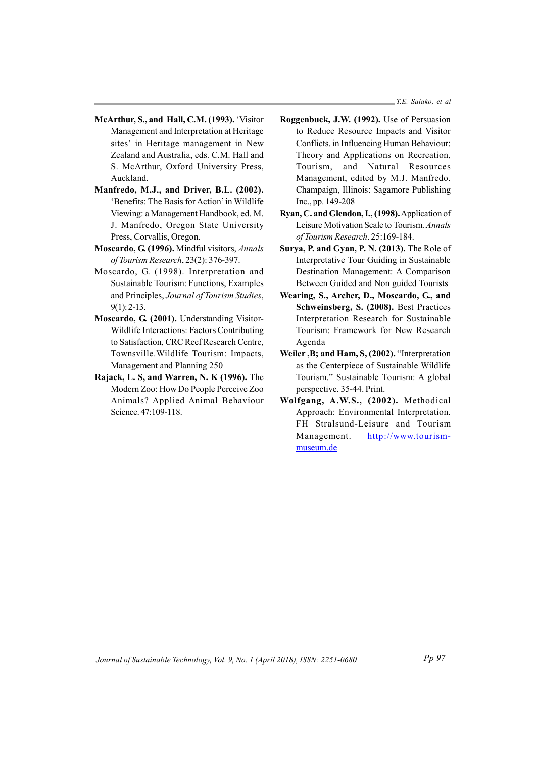**McArthur, S., and Hall, C.M. (1993).** 'Visitor Management and Interpretation at Heritage sites' in Heritage management in New Zealand and Australia, eds. C.M. Hall and S. McArthur, Oxford University Press, Auckland.

**Manfredo, M.J., and Driver, B.L. (2002).** 'Benefits: The Basis for Action' in Wildlife Viewing: a Management Handbook, ed. M. J. Manfredo, Oregon State University Press, Corvallis, Oregon.

**Moscardo, G. (1996).** Mindful visitors, *Annals of Tourism Research*, 23(2): 376-397.

Moscardo, G. (1998). Interpretation and Sustainable Tourism: Functions, Examples and Principles, *Journal of Tourism Studies*, 9(1): 2-13.

**Moscardo, G. (2001).** Understanding Visitor-Wildlife Interactions: Factors Contributing to Satisfaction, CRC Reef Research Centre, Townsville.Wildlife Tourism: Impacts, Management and Planning 250

**Rajack, L. S, and Warren, N. K (1996).** The Modern Zoo: How Do People Perceive Zoo Animals? Applied Animal Behaviour Science. 47:109-118.

**Roggenbuck, J.W. (1992).** Use of Persuasion to Reduce Resource Impacts and Visitor Conflicts. in Influencing Human Behaviour: Theory and Applications on Recreation, Tourism, and Natural Resources Management, edited by M.J. Manfredo. Champaign, Illinois: Sagamore Publishing Inc., pp. 149-208

**Ryan, C. and Glendon, I., (1998).** Application of Leisure Motivation Scale to Tourism. *Annals of Tourism Research*. 25:169-184.

**Surya, P. and Gyan, P. N. (2013).** The Role of Interpretative Tour Guiding in Sustainable Destination Management: A Comparison Between Guided and Non guided Tourists

**Wearing, S., Archer, D., Moscardo, G., and Schweinsberg, S. (2008).** Best Practices Interpretation Research for Sustainable Tourism: Framework for New Research Agenda

**Weiler ,B; and Ham, S, (2002).** "Interpretation as the Centerpiece of Sustainable Wildlife Tourism." Sustainable Tourism: A global perspective. 35-44. Print.

**Wolfgang, A.W.S., (2002).** Methodical Approach: Environmental Interpretation. FH Stralsund-Leisure and Tourism Management. http://www.tourism-museum.de